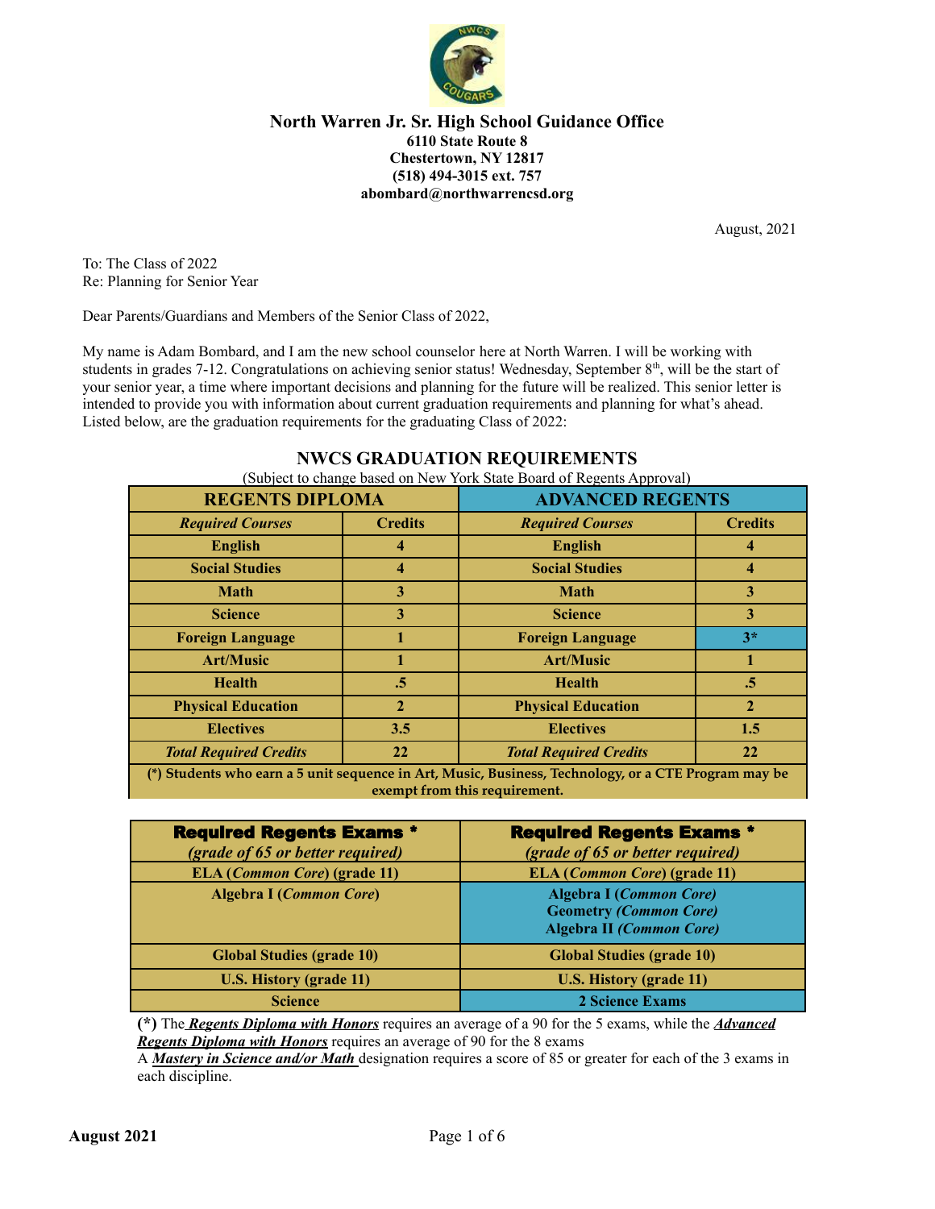**North Warren Jr. Sr. High School Guidance Office**
**6110 State Route 8**
**Chestertown, NY 12817**
**(518) 494-3015 ext. 757**
**abombard@northwarrencsd.org**

August, 2021

To: The Class of 2022
Re: Planning for Senior Year

Dear Parents/Guardians and Members of the Senior Class of 2022,

My name is Adam Bombard, and I am the new school counselor here at North Warren. I will be working with students in grades 7-12. Congratulations on achieving senior status! Wednesday, September 8th, will be the start of your senior year, a time where important decisions and planning for the future will be realized. This senior letter is intended to provide you with information about current graduation requirements and planning for what's ahead. Listed below, are the graduation requirements for the graduating Class of 2022:

## NWCS GRADUATION REQUIREMENTS

(Subject to change based on New York State Board of Regents Approval)

| REGENTS DIPLOMA | | ADVANCED REGENTS | |
|---|---|---|---|
| ***Required Courses*** | **Credits** | ***Required Courses*** | **Credits** |
| **English** | **4** | **English** | **4** |
| **Social Studies** | **4** | **Social Studies** | **4** |
| **Math** | **3** | **Math** | **3** |
| **Science** | **3** | **Science** | **3** |
| **Foreign Language** | **1** | **Foreign Language** | **3*** |
| **Art/Music** | **1** | **Art/Music** | **1** |
| **Health** | **.5** | **Health** | **.5** |
| **Physical Education** | **2** | **Physical Education** | **2** |
| **Electives** | **3.5** | **Electives** | **1.5** |
| ***Total Required Credits*** | **22** | ***Total Required Credits*** | **22** |

**(*) Students who earn a 5 unit sequence in Art, Music, Business, Technology, or a CTE Program may be exempt from this requirement.**

| **Required Regents Exams *** *(grade of 65 or better required)* | **Required Regents Exams *** *(grade of 65 or better required)* |
|---|---|
| **ELA (*Common Core*) (grade 11)** | **ELA (*Common Core*) (grade 11)** |
| **Algebra I (*Common Core*)** | **Algebra I (*Common Core*)**<br>**Geometry *(Common Core)***<br>**Algebra II *(Common Core)*** |
| **Global Studies (grade 10)** | **Global Studies (grade 10)** |
| **U.S. History (grade 11)** | **U.S. History (grade 11)** |
| **Science** | **2 Science Exams** |

**(*)** The ***Regents Diploma with Honors*** requires an average of a 90 for the 5 exams, while the ***Advanced Regents Diploma with Honors*** requires an average of 90 for the 8 exams

A ***Mastery in Science and/or Math*** designation requires a score of 85 or greater for each of the 3 exams in each discipline.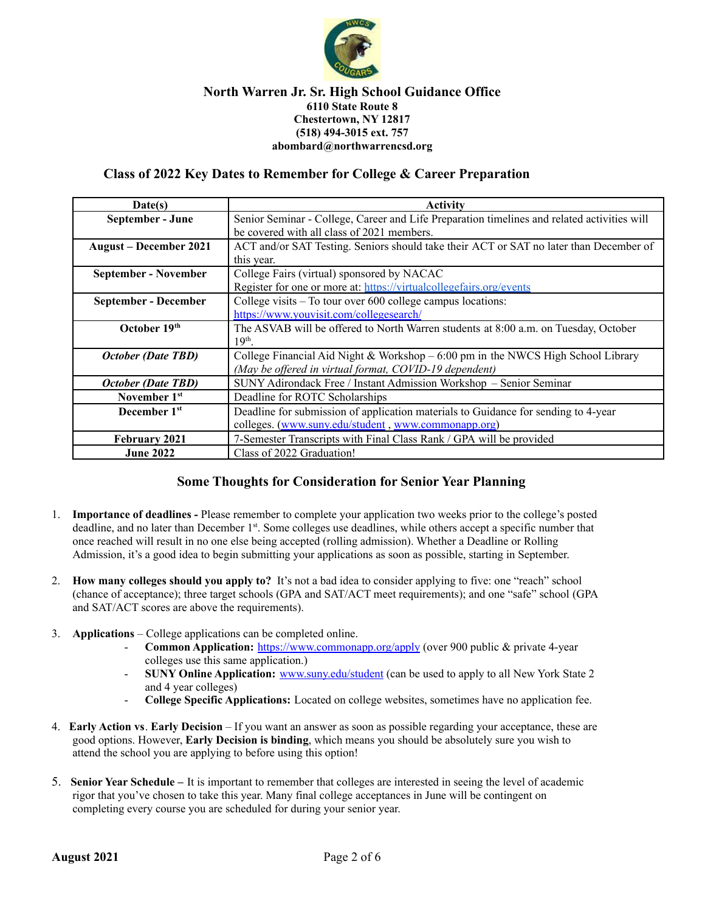## North Warren Jr. Sr. High School Guidance Office

**6110 State Route 8**
**Chestertown, NY 12817**
**(518) 494-3015 ext. 757**
**abombard@northwarrencsd.org**

## Class of 2022 Key Dates to Remember for College & Career Preparation

| Date(s) | Activity |
|---|---|
| **September - June** | Senior Seminar - College, Career and Life Preparation timelines and related activities will be covered with all class of 2021 members. |
| **August – December 2021** | ACT and/or SAT Testing. Seniors should take their ACT or SAT no later than December of this year. |
| **September - November** | College Fairs (virtual) sponsored by NACAC<br>Register for one or more at: https://virtualcollegefairs.org/events |
| **September - December** | College visits – To tour over 600 college campus locations: https://www.youvisit.com/collegesearch/ |
| **October 19th** | The ASVAB will be offered to North Warren students at 8:00 a.m. on Tuesday, October 19th. |
| ***October (Date TBD)*** | College Financial Aid Night & Workshop – 6:00 pm in the NWCS High School Library *(May be offered in virtual format, COVID-19 dependent)* |
| ***October (Date TBD)*** | SUNY Adirondack Free / Instant Admission Workshop – Senior Seminar |
| **November 1st** | Deadline for ROTC Scholarships |
| **December 1st** | Deadline for submission of application materials to Guidance for sending to 4-year colleges. (www.suny.edu/student , www.commonapp.org) |
| **February 2021** | 7-Semester Transcripts with Final Class Rank / GPA will be provided |
| **June 2022** | Class of 2022 Graduation! |

## Some Thoughts for Consideration for Senior Year Planning

1. **Importance of deadlines -** Please remember to complete your application two weeks prior to the college's posted deadline, and no later than December 1st. Some colleges use deadlines, while others accept a specific number that once reached will result in no one else being accepted (rolling admission). Whether a Deadline or Rolling Admission, it's a good idea to begin submitting your applications as soon as possible, starting in September.

2. **How many colleges should you apply to?** It's not a bad idea to consider applying to five: one "reach" school (chance of acceptance); three target schools (GPA and SAT/ACT meet requirements); and one "safe" school (GPA and SAT/ACT scores are above the requirements).

3. **Applications** – College applications can be completed online.
   - **Common Application:** https://www.commonapp.org/apply (over 900 public & private 4-year colleges use this same application.)
   - **SUNY Online Application:** www.suny.edu/student (can be used to apply to all New York State 2 and 4 year colleges)
   - **College Specific Applications:** Located on college websites, sometimes have no application fee.

4. **Early Action** vs. **Early Decision** – If you want an answer as soon as possible regarding your acceptance, these are good options. However, **Early Decision is binding**, which means you should be absolutely sure you wish to attend the school you are applying to before using this option!

5. **Senior Year Schedule –** It is important to remember that colleges are interested in seeing the level of academic rigor that you've chosen to take this year. Many final college acceptances in June will be contingent on completing every course you are scheduled for during your senior year.

**August 2021**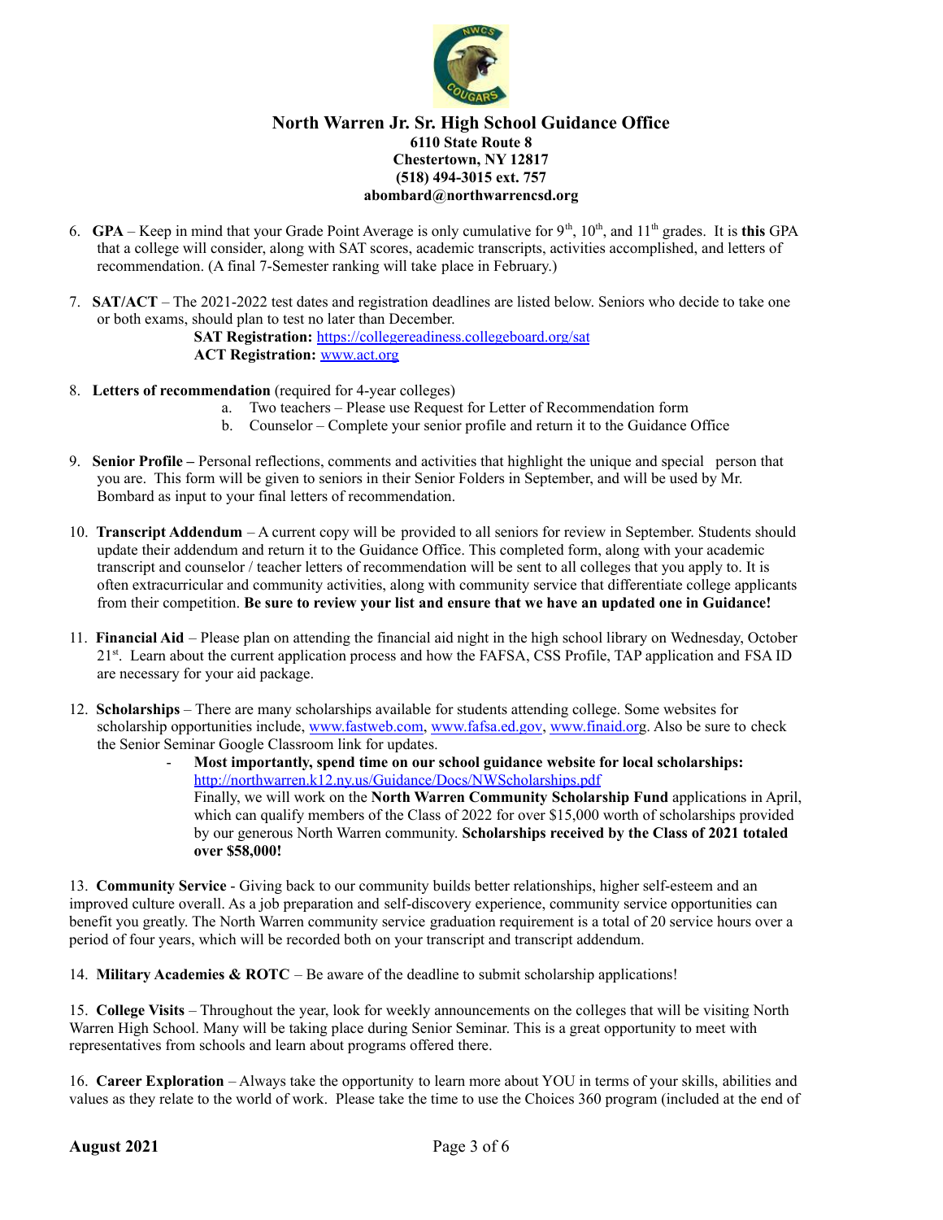# North Warren Jr. Sr. High School Guidance Office

**6110 State Route 8**
**Chestertown, NY 12817**
**(518) 494-3015 ext. 757**
**abombard@northwarrencsd.org**

6. **GPA** – Keep in mind that your Grade Point Average is only cumulative for 9th, 10th, and 11th grades. It is **this** GPA that a college will consider, along with SAT scores, academic transcripts, activities accomplished, and letters of recommendation. (A final 7-Semester ranking will take place in February.)

7. **SAT/ACT** – The 2021-2022 test dates and registration deadlines are listed below. Seniors who decide to take one or both exams, should plan to test no later than December.

   **SAT Registration:** https://collegereadiness.collegeboard.org/sat
   **ACT Registration:** www.act.org

8. **Letters of recommendation** (required for 4-year colleges)
   a. Two teachers – Please use Request for Letter of Recommendation form
   b. Counselor – Complete your senior profile and return it to the Guidance Office

9. **Senior Profile –** Personal reflections, comments and activities that highlight the unique and special person that you are. This form will be given to seniors in their Senior Folders in September, and will be used by Mr. Bombard as input to your final letters of recommendation.

10. **Transcript Addendum** – A current copy will be provided to all seniors for review in September. Students should update their addendum and return it to the Guidance Office. This completed form, along with your academic transcript and counselor / teacher letters of recommendation will be sent to all colleges that you apply to. It is often extracurricular and community activities, along with community service that differentiate college applicants from their competition. **Be sure to review your list and ensure that we have an updated one in Guidance!**

11. **Financial Aid** – Please plan on attending the financial aid night in the high school library on Wednesday, October 21st. Learn about the current application process and how the FAFSA, CSS Profile, TAP application and FSA ID are necessary for your aid package.

12. **Scholarships** – There are many scholarships available for students attending college. Some websites for scholarship opportunities include, www.fastweb.com, www.fafsa.ed.gov, www.finaid.org. Also be sure to check the Senior Seminar Google Classroom link for updates.
   - **Most importantly, spend time on our school guidance website for local scholarships:** http://northwarren.k12.ny.us/Guidance/Docs/NWScholarships.pdf
     Finally, we will work on the **North Warren Community Scholarship Fund** applications in April, which can qualify members of the Class of 2022 for over $15,000 worth of scholarships provided by our generous North Warren community. **Scholarships received by the Class of 2021 totaled over $58,000!**

13. **Community Service** - Giving back to our community builds better relationships, higher self-esteem and an improved culture overall. As a job preparation and self-discovery experience, community service opportunities can benefit you greatly. The North Warren community service graduation requirement is a total of 20 service hours over a period of four years, which will be recorded both on your transcript and transcript addendum.

14. **Military Academies & ROTC** – Be aware of the deadline to submit scholarship applications!

15. **College Visits** – Throughout the year, look for weekly announcements on the colleges that will be visiting North Warren High School. Many will be taking place during Senior Seminar. This is a great opportunity to meet with representatives from schools and learn about programs offered there.

16. **Career Exploration** – Always take the opportunity to learn more about YOU in terms of your skills, abilities and values as they relate to the world of work. Please take the time to use the Choices 360 program (included at the end of

**August 2021**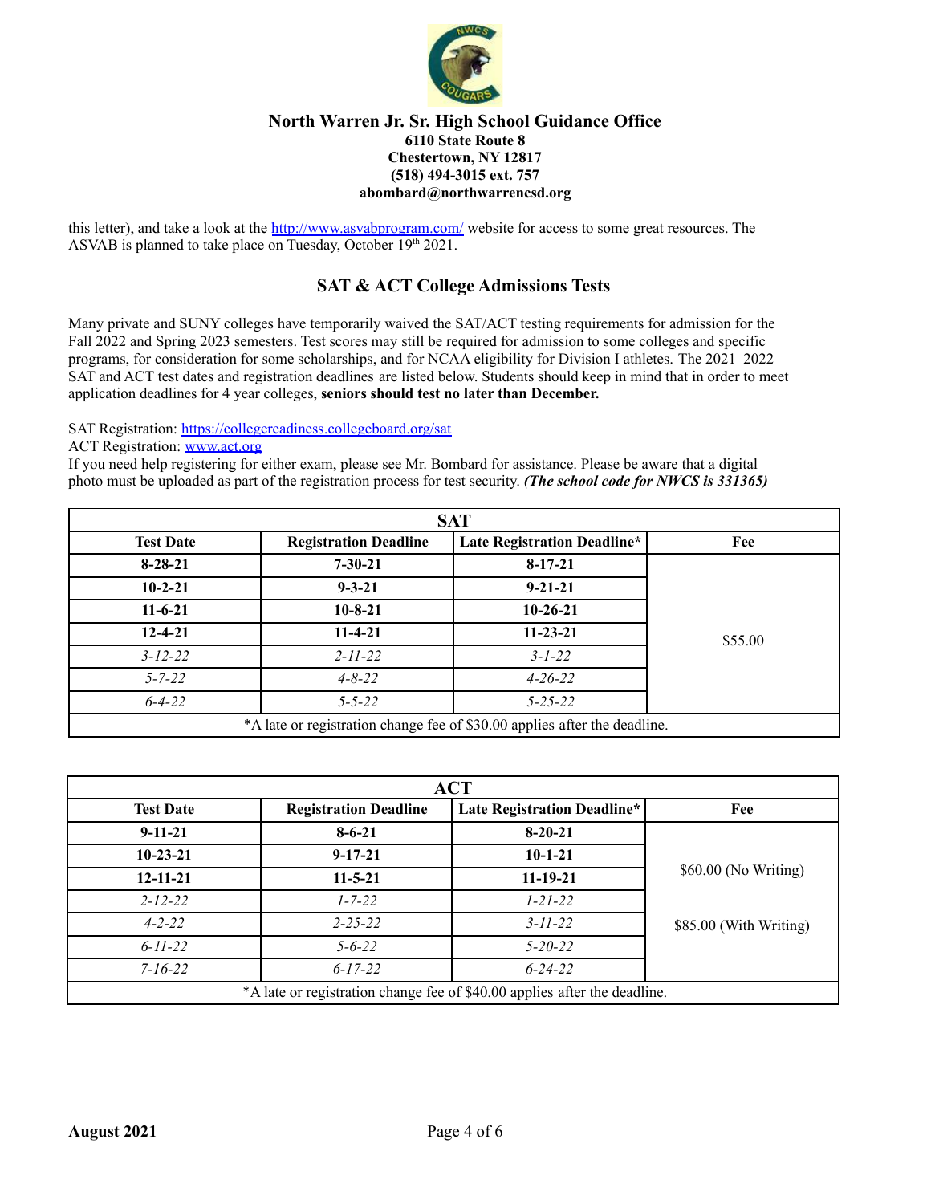**North Warren Jr. Sr. High School Guidance Office**
**6110 State Route 8**
**Chestertown, NY 12817**
**(518) 494-3015 ext. 757**
**abombard@northwarrencsd.org**

this letter), and take a look at the http://www.asvabprogram.com/ website for access to some great resources. The ASVAB is planned to take place on Tuesday, October 19th 2021.

## SAT & ACT College Admissions Tests

Many private and SUNY colleges have temporarily waived the SAT/ACT testing requirements for admission for the Fall 2022 and Spring 2023 semesters. Test scores may still be required for admission to some colleges and specific programs, for consideration for some scholarships, and for NCAA eligibility for Division I athletes. The 2021–2022 SAT and ACT test dates and registration deadlines are listed below. Students should keep in mind that in order to meet application deadlines for 4 year colleges, **seniors should test no later than December.**

SAT Registration: https://collegereadiness.collegeboard.org/sat
ACT Registration: www.act.org
If you need help registering for either exam, please see Mr. Bombard for assistance. Please be aware that a digital photo must be uploaded as part of the registration process for test security. ***(The school code for NWCS is 331365)***

| **SAT** | | | |
|---|---|---|---|
| **Test Date** | **Registration Deadline** | **Late Registration Deadline*** | **Fee** |
| **8-28-21** | **7-30-21** | **8-17-21** | $55.00 |
| **10-2-21** | **9-3-21** | **9-21-21** | |
| **11-6-21** | **10-8-21** | **10-26-21** | |
| **12-4-21** | **11-4-21** | **11-23-21** | |
| *3-12-22* | *2-11-22* | *3-1-22* | |
| *5-7-22* | *4-8-22* | *4-26-22* | |
| *6-4-22* | *5-5-22* | *5-25-22* | |
| *A late or registration change fee of $30.00 applies after the deadline. | | | |

| **ACT** | | | |
|---|---|---|---|
| **Test Date** | **Registration Deadline** | **Late Registration Deadline*** | **Fee** |
| **9-11-21** | **8-6-21** | **8-20-21** | $60.00 (No Writing) |
| **10-23-21** | **9-17-21** | **10-1-21** | |
| **12-11-21** | **11-5-21** | **11-19-21** | |
| *2-12-22* | *1-7-22* | *1-21-22* | $85.00 (With Writing) |
| *4-2-22* | *2-25-22* | *3-11-22* | |
| *6-11-22* | *5-6-22* | *5-20-22* | |
| *7-16-22* | *6-17-22* | *6-24-22* | |
| *A late or registration change fee of $40.00 applies after the deadline. | | | |

**August 2021**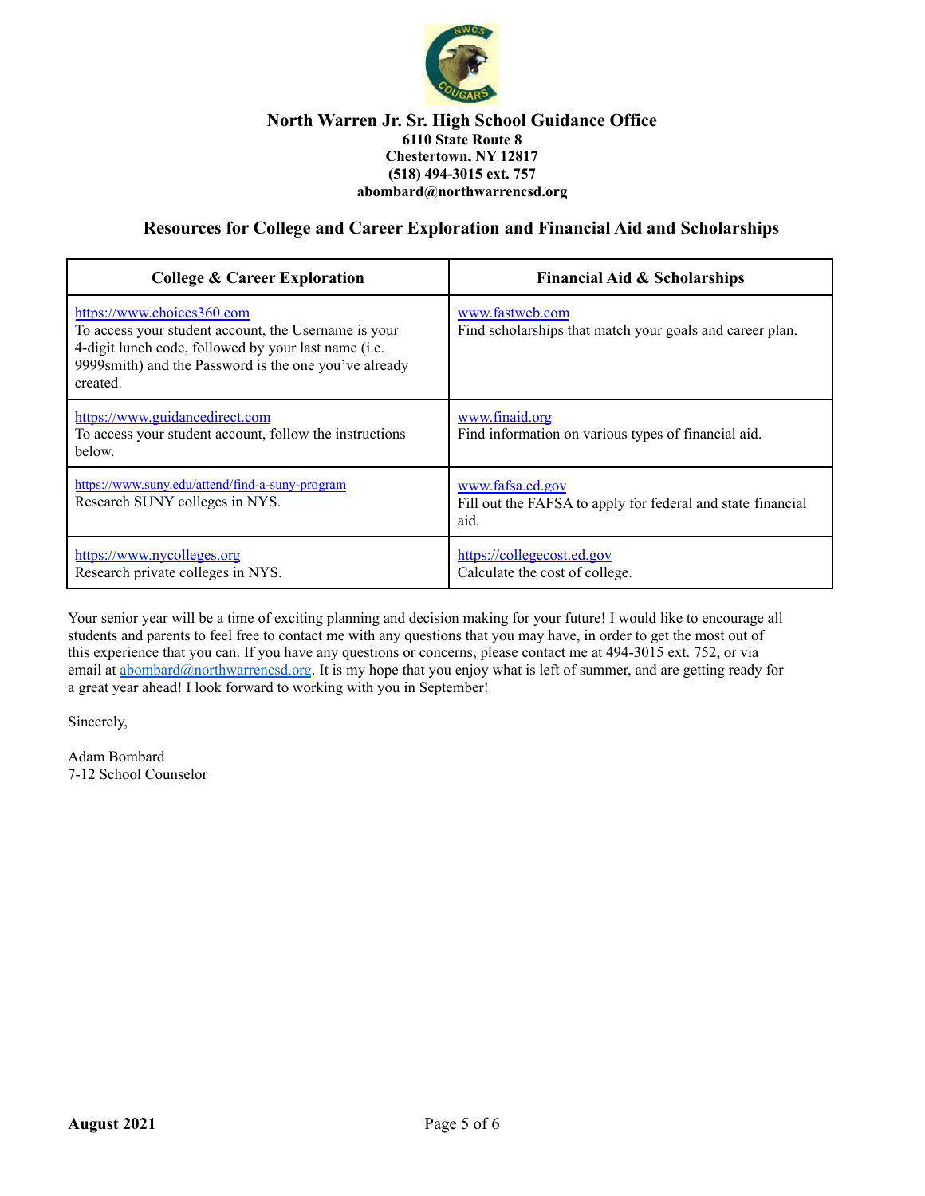**North Warren Jr. Sr. High School Guidance Office**
**6110 State Route 8**
**Chestertown, NY 12817**
**(518) 494-3015 ext. 757**
**abombard@northwarrencsd.org**

## Resources for College and Career Exploration and Financial Aid and Scholarships

| College & Career Exploration | Financial Aid & Scholarships |
|---|---|
| https://www.choices360.com<br>To access your student account, the Username is your 4-digit lunch code, followed by your last name (i.e. 9999smith) and the Password is the one you've already created. | www.fastweb.com<br>Find scholarships that match your goals and career plan. |
| https://www.guidancedirect.com<br>To access your student account, follow the instructions below. | www.finaid.org<br>Find information on various types of financial aid. |
| https://www.suny.edu/attend/find-a-suny-program<br>Research SUNY colleges in NYS. | www.fafsa.ed.gov<br>Fill out the FAFSA to apply for federal and state financial aid. |
| https://www.nycolleges.org<br>Research private colleges in NYS. | https://collegecost.ed.gov<br>Calculate the cost of college. |

Your senior year will be a time of exciting planning and decision making for your future! I would like to encourage all students and parents to feel free to contact me with any questions that you may have, in order to get the most out of this experience that you can. If you have any questions or concerns, please contact me at 494-3015 ext. 752, or via email at abombard@northwarrencsd.org. It is my hope that you enjoy what is left of summer, and are getting ready for a great year ahead! I look forward to working with you in September!

Sincerely,

Adam Bombard
7-12 School Counselor

**August 2021**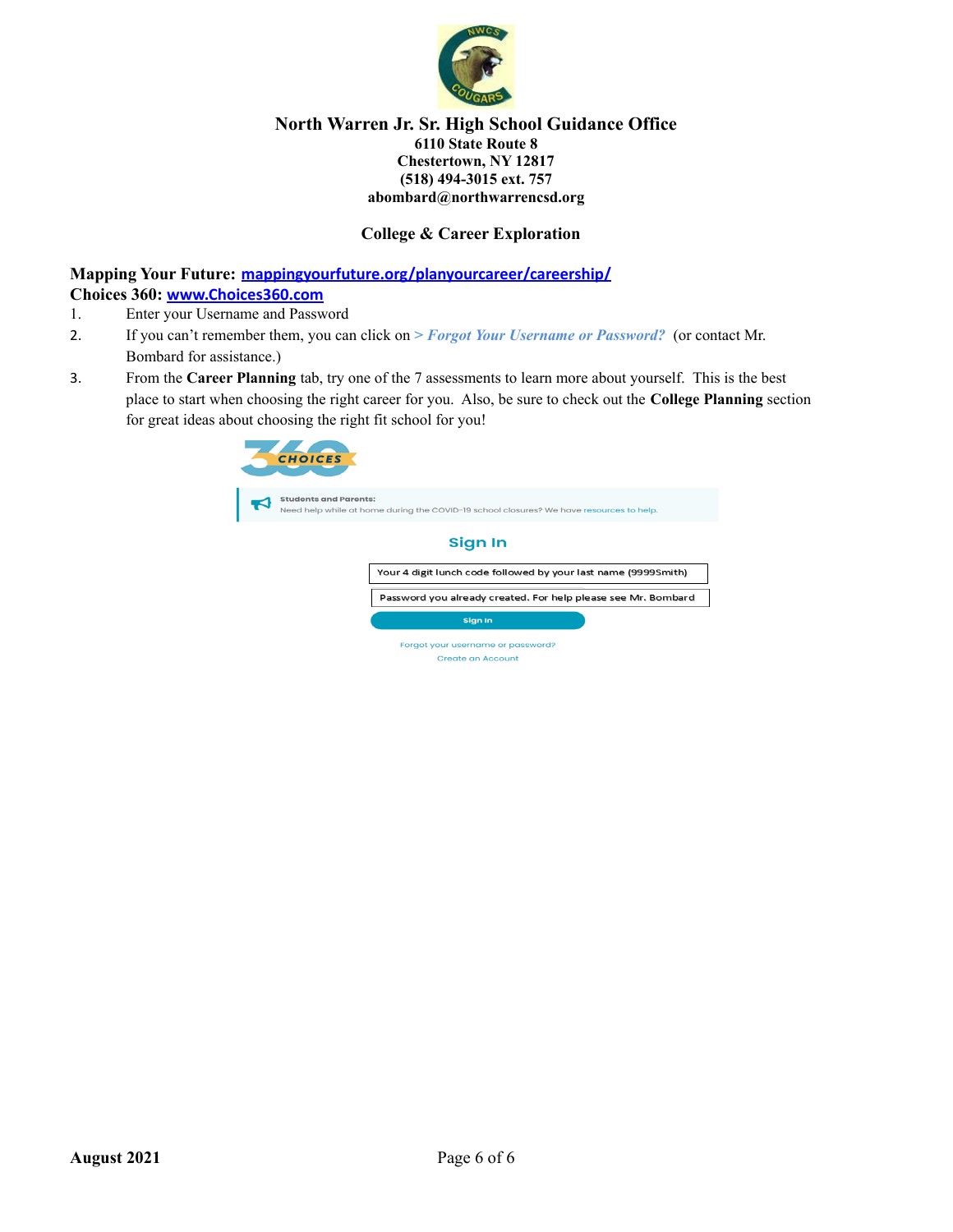# North Warren Jr. Sr. High School Guidance Office

**6110 State Route 8**
**Chestertown, NY 12817**
**(518) 494-3015 ext. 757**
**abombard@northwarrencsd.org**

## College & Career Exploration

**Mapping Your Future:** [mappingyourfuture.org/planyourcareer/careership/](mappingyourfuture.org/planyourcareer/careership/)

**Choices 360:** [www.Choices360.com](www.Choices360.com)

1. Enter your Username and Password
2. If you can't remember them, you can click on *> Forgot Your Username or Password?* (or contact Mr. Bombard for assistance.)
3. From the **Career Planning** tab, try one of the 7 assessments to learn more about yourself. This is the best place to start when choosing the right career for you. Also, be sure to check out the **College Planning** section for great ideas about choosing the right fit school for you!

CHOICES

Students and Parents:
Need help while at home during the COVID-19 school closures? We have resources to help.

Sign In

Your 4 digit lunch code followed by your last name (9999Smith)

Password you already created. For help please see Mr. Bombard

Sign In

Forgot your username or password?

Create an Account

August 2021